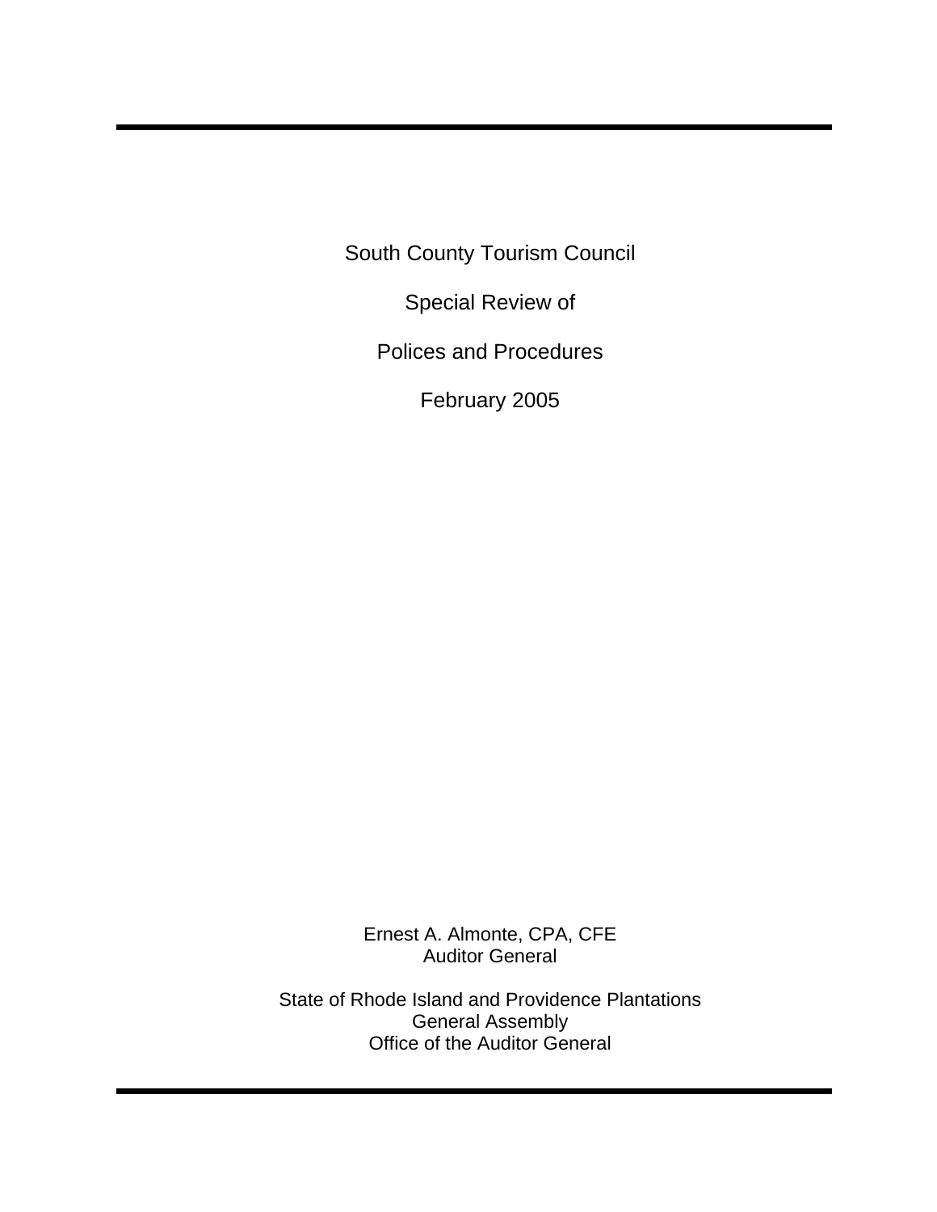# South County Tourism Council

# Special Review of

# Polices and Procedures

February 2005

Ernest A. Almonte, CPA, CFE
Auditor General

State of Rhode Island and Providence Plantations
General Assembly
Office of the Auditor General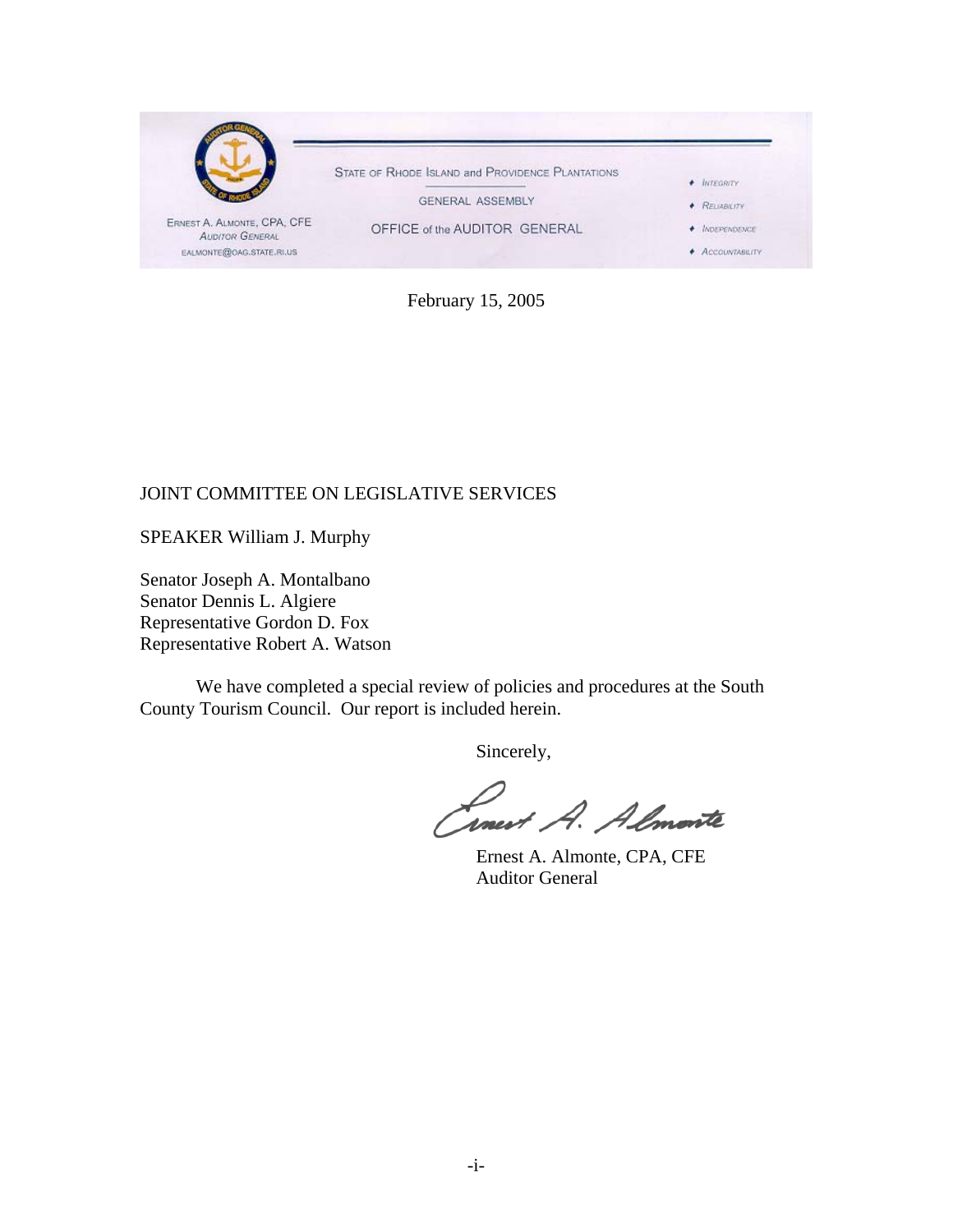STATE OF RHODE ISLAND and PROVIDENCE PLANTATIONS

GENERAL ASSEMBLY

OFFICE of the AUDITOR GENERAL

ERNEST A. ALMONTE, CPA, CFE
AUDITOR GENERAL
EALMONTE@OAG.STATE.RI.US

- INTEGRITY
- RELIABILITY
- INDEPENDENCE
- ACCOUNTABILITY

February 15, 2005

JOINT COMMITTEE ON LEGISLATIVE SERVICES

SPEAKER William J. Murphy

Senator Joseph A. Montalbano
Senator Dennis L. Algiere
Representative Gordon D. Fox
Representative Robert A. Watson

We have completed a special review of policies and procedures at the South County Tourism Council. Our report is included herein.

Sincerely,

Ernest A. Almonte, CPA, CFE
Auditor General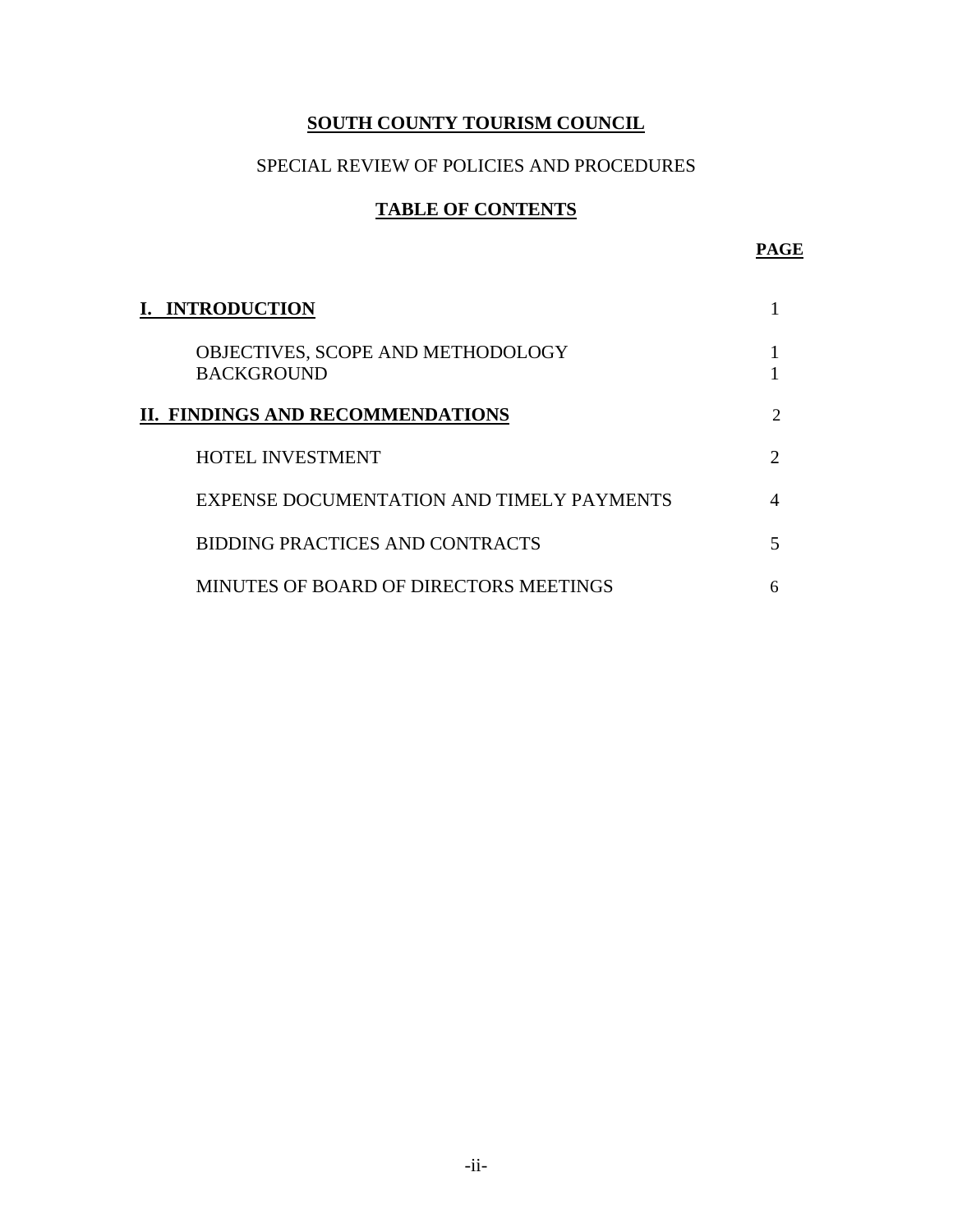# SOUTH COUNTY TOURISM COUNCIL

SPECIAL REVIEW OF POLICIES AND PROCEDURES

## TABLE OF CONTENTS

| | PAGE |
|---|---|
| **I. INTRODUCTION** | 1 |
| OBJECTIVES, SCOPE AND METHODOLOGY | 1 |
| BACKGROUND | 1 |
| **II. FINDINGS AND RECOMMENDATIONS** | 2 |
| HOTEL INVESTMENT | 2 |
| EXPENSE DOCUMENTATION AND TIMELY PAYMENTS | 4 |
| BIDDING PRACTICES AND CONTRACTS | 5 |
| MINUTES OF BOARD OF DIRECTORS MEETINGS | 6 |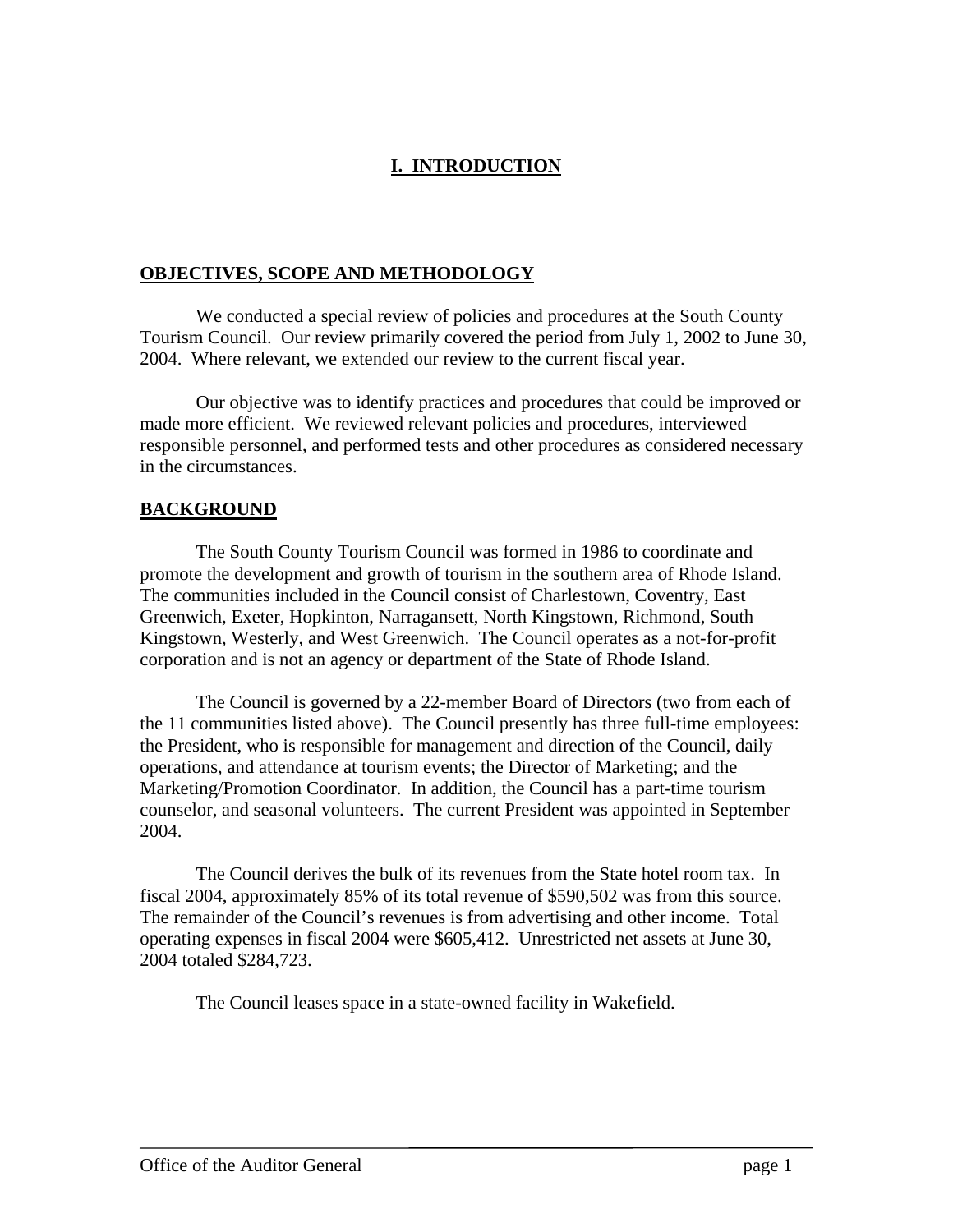# I. INTRODUCTION

## OBJECTIVES, SCOPE AND METHODOLOGY

We conducted a special review of policies and procedures at the South County Tourism Council. Our review primarily covered the period from July 1, 2002 to June 30, 2004. Where relevant, we extended our review to the current fiscal year.

Our objective was to identify practices and procedures that could be improved or made more efficient. We reviewed relevant policies and procedures, interviewed responsible personnel, and performed tests and other procedures as considered necessary in the circumstances.

## BACKGROUND

The South County Tourism Council was formed in 1986 to coordinate and promote the development and growth of tourism in the southern area of Rhode Island. The communities included in the Council consist of Charlestown, Coventry, East Greenwich, Exeter, Hopkinton, Narragansett, North Kingstown, Richmond, South Kingstown, Westerly, and West Greenwich. The Council operates as a not-for-profit corporation and is not an agency or department of the State of Rhode Island.

The Council is governed by a 22-member Board of Directors (two from each of the 11 communities listed above). The Council presently has three full-time employees: the President, who is responsible for management and direction of the Council, daily operations, and attendance at tourism events; the Director of Marketing; and the Marketing/Promotion Coordinator. In addition, the Council has a part-time tourism counselor, and seasonal volunteers. The current President was appointed in September 2004.

The Council derives the bulk of its revenues from the State hotel room tax. In fiscal 2004, approximately 85% of its total revenue of $590,502 was from this source. The remainder of the Council's revenues is from advertising and other income. Total operating expenses in fiscal 2004 were $605,412. Unrestricted net assets at June 30, 2004 totaled $284,723.

The Council leases space in a state-owned facility in Wakefield.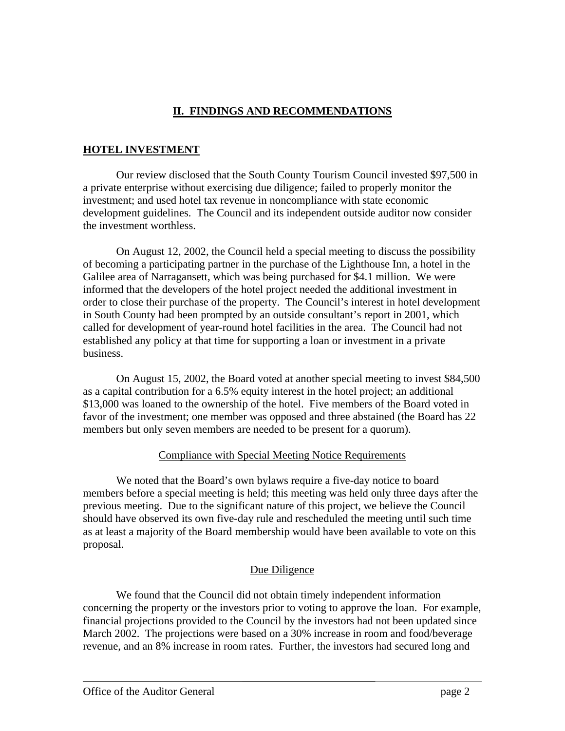## II. FINDINGS AND RECOMMENDATIONS

### HOTEL INVESTMENT

Our review disclosed that the South County Tourism Council invested $97,500 in a private enterprise without exercising due diligence; failed to properly monitor the investment; and used hotel tax revenue in noncompliance with state economic development guidelines. The Council and its independent outside auditor now consider the investment worthless.

On August 12, 2002, the Council held a special meeting to discuss the possibility of becoming a participating partner in the purchase of the Lighthouse Inn, a hotel in the Galilee area of Narragansett, which was being purchased for $4.1 million. We were informed that the developers of the hotel project needed the additional investment in order to close their purchase of the property. The Council's interest in hotel development in South County had been prompted by an outside consultant's report in 2001, which called for development of year-round hotel facilities in the area. The Council had not established any policy at that time for supporting a loan or investment in a private business.

On August 15, 2002, the Board voted at another special meeting to invest $84,500 as a capital contribution for a 6.5% equity interest in the hotel project; an additional $13,000 was loaned to the ownership of the hotel. Five members of the Board voted in favor of the investment; one member was opposed and three abstained (the Board has 22 members but only seven members are needed to be present for a quorum).

#### Compliance with Special Meeting Notice Requirements

We noted that the Board's own bylaws require a five-day notice to board members before a special meeting is held; this meeting was held only three days after the previous meeting. Due to the significant nature of this project, we believe the Council should have observed its own five-day rule and rescheduled the meeting until such time as at least a majority of the Board membership would have been available to vote on this proposal.

#### Due Diligence

We found that the Council did not obtain timely independent information concerning the property or the investors prior to voting to approve the loan. For example, financial projections provided to the Council by the investors had not been updated since March 2002. The projections were based on a 30% increase in room and food/beverage revenue, and an 8% increase in room rates. Further, the investors had secured long and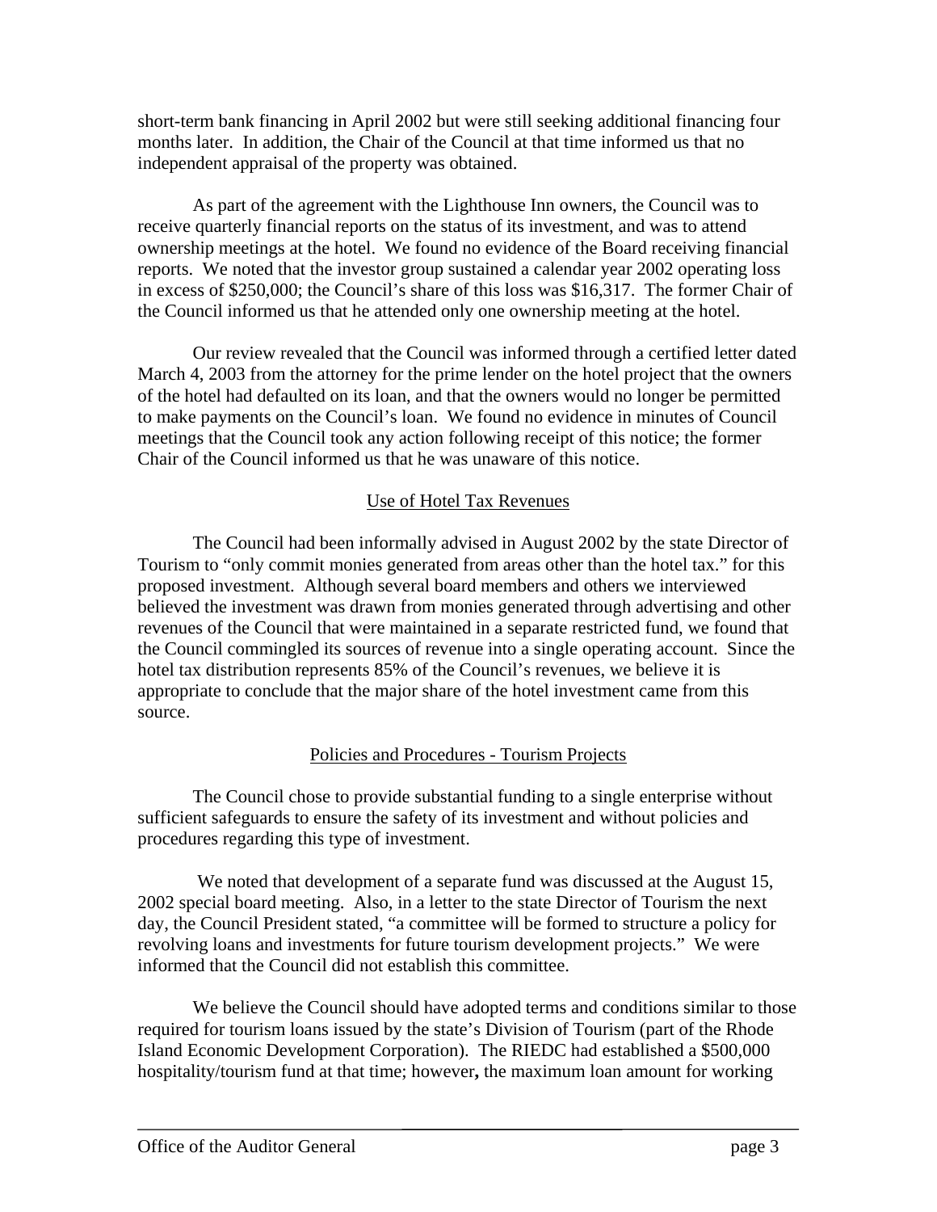short-term bank financing in April 2002 but were still seeking additional financing four months later. In addition, the Chair of the Council at that time informed us that no independent appraisal of the property was obtained.

As part of the agreement with the Lighthouse Inn owners, the Council was to receive quarterly financial reports on the status of its investment, and was to attend ownership meetings at the hotel. We found no evidence of the Board receiving financial reports. We noted that the investor group sustained a calendar year 2002 operating loss in excess of $250,000; the Council's share of this loss was $16,317. The former Chair of the Council informed us that he attended only one ownership meeting at the hotel.

Our review revealed that the Council was informed through a certified letter dated March 4, 2003 from the attorney for the prime lender on the hotel project that the owners of the hotel had defaulted on its loan, and that the owners would no longer be permitted to make payments on the Council's loan. We found no evidence in minutes of Council meetings that the Council took any action following receipt of this notice; the former Chair of the Council informed us that he was unaware of this notice.

## Use of Hotel Tax Revenues

The Council had been informally advised in August 2002 by the state Director of Tourism to "only commit monies generated from areas other than the hotel tax." for this proposed investment. Although several board members and others we interviewed believed the investment was drawn from monies generated through advertising and other revenues of the Council that were maintained in a separate restricted fund, we found that the Council commingled its sources of revenue into a single operating account. Since the hotel tax distribution represents 85% of the Council's revenues, we believe it is appropriate to conclude that the major share of the hotel investment came from this source.

## Policies and Procedures - Tourism Projects

The Council chose to provide substantial funding to a single enterprise without sufficient safeguards to ensure the safety of its investment and without policies and procedures regarding this type of investment.

We noted that development of a separate fund was discussed at the August 15, 2002 special board meeting. Also, in a letter to the state Director of Tourism the next day, the Council President stated, "a committee will be formed to structure a policy for revolving loans and investments for future tourism development projects." We were informed that the Council did not establish this committee.

We believe the Council should have adopted terms and conditions similar to those required for tourism loans issued by the state's Division of Tourism (part of the Rhode Island Economic Development Corporation). The RIEDC had established a $500,000 hospitality/tourism fund at that time; however**,** the maximum loan amount for working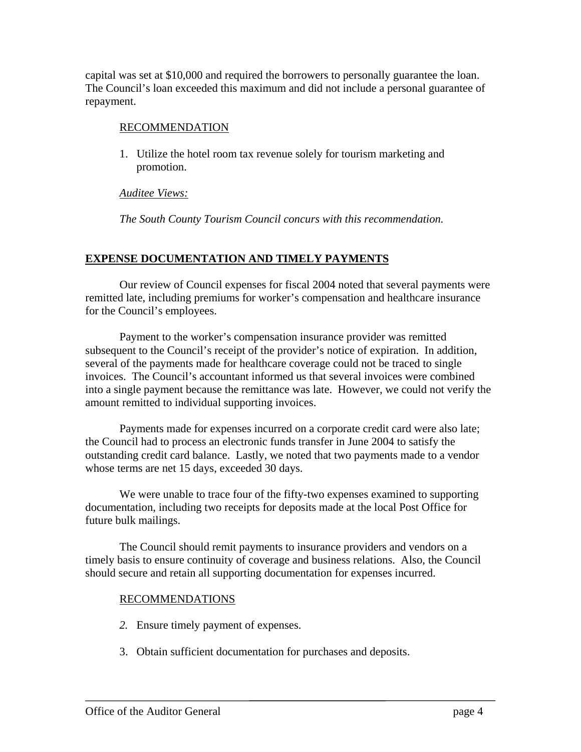capital was set at $10,000 and required the borrowers to personally guarantee the loan. The Council's loan exceeded this maximum and did not include a personal guarantee of repayment.

RECOMMENDATION

1. Utilize the hotel room tax revenue solely for tourism marketing and promotion.

*Auditee Views:*

*The South County Tourism Council concurs with this recommendation.*

## EXPENSE DOCUMENTATION AND TIMELY PAYMENTS

Our review of Council expenses for fiscal 2004 noted that several payments were remitted late, including premiums for worker's compensation and healthcare insurance for the Council's employees.

Payment to the worker's compensation insurance provider was remitted subsequent to the Council's receipt of the provider's notice of expiration. In addition, several of the payments made for healthcare coverage could not be traced to single invoices. The Council's accountant informed us that several invoices were combined into a single payment because the remittance was late. However, we could not verify the amount remitted to individual supporting invoices.

Payments made for expenses incurred on a corporate credit card were also late; the Council had to process an electronic funds transfer in June 2004 to satisfy the outstanding credit card balance. Lastly, we noted that two payments made to a vendor whose terms are net 15 days, exceeded 30 days.

We were unable to trace four of the fifty-two expenses examined to supporting documentation, including two receipts for deposits made at the local Post Office for future bulk mailings.

The Council should remit payments to insurance providers and vendors on a timely basis to ensure continuity of coverage and business relations. Also, the Council should secure and retain all supporting documentation for expenses incurred.

RECOMMENDATIONS

2. Ensure timely payment of expenses.
3. Obtain sufficient documentation for purchases and deposits.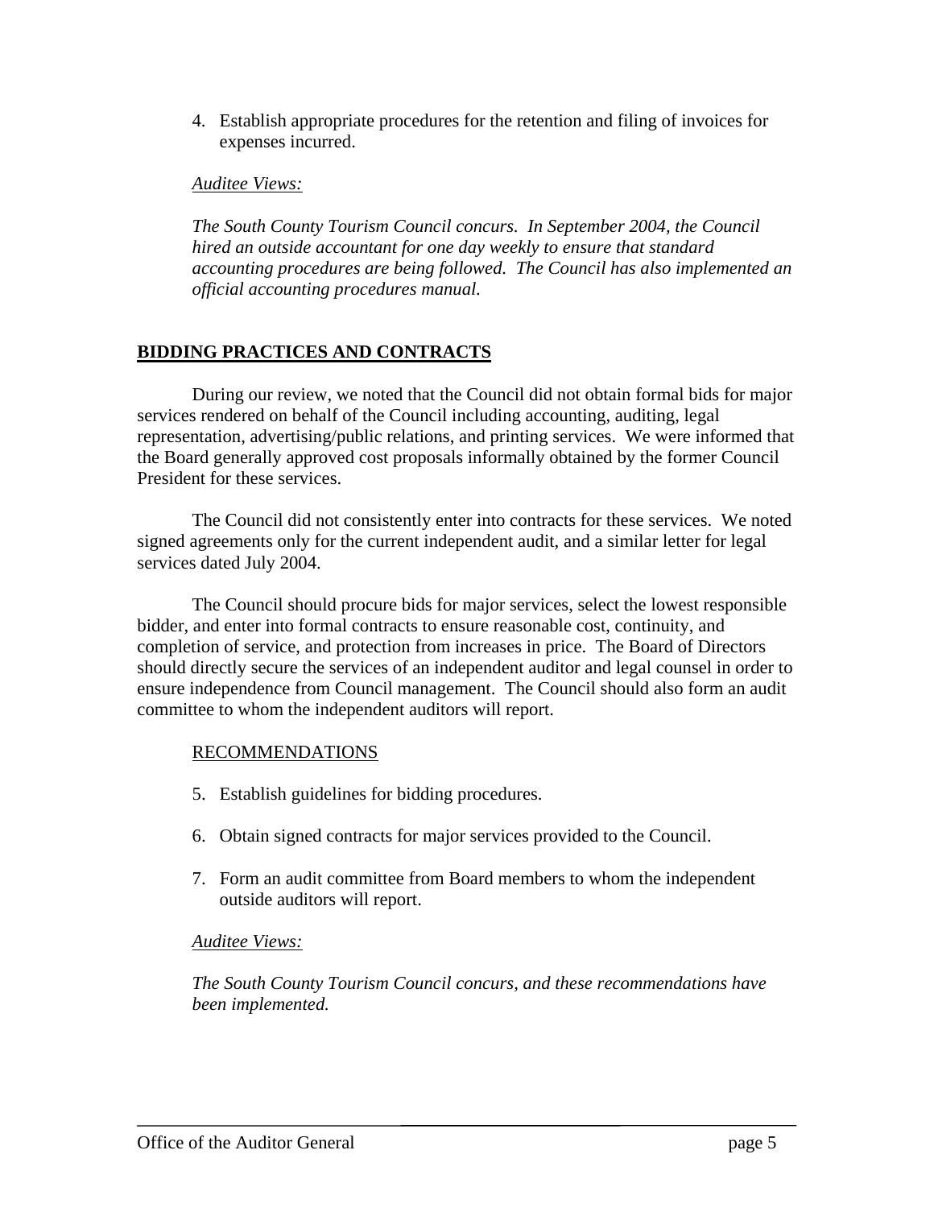4. Establish appropriate procedures for the retention and filing of invoices for expenses incurred.

*Auditee Views:*

*The South County Tourism Council concurs. In September 2004, the Council hired an outside accountant for one day weekly to ensure that standard accounting procedures are being followed. The Council has also implemented an official accounting procedures manual.*

## BIDDING PRACTICES AND CONTRACTS

During our review, we noted that the Council did not obtain formal bids for major services rendered on behalf of the Council including accounting, auditing, legal representation, advertising/public relations, and printing services. We were informed that the Board generally approved cost proposals informally obtained by the former Council President for these services.

The Council did not consistently enter into contracts for these services. We noted signed agreements only for the current independent audit, and a similar letter for legal services dated July 2004.

The Council should procure bids for major services, select the lowest responsible bidder, and enter into formal contracts to ensure reasonable cost, continuity, and completion of service, and protection from increases in price. The Board of Directors should directly secure the services of an independent auditor and legal counsel in order to ensure independence from Council management. The Council should also form an audit committee to whom the independent auditors will report.

RECOMMENDATIONS

5. Establish guidelines for bidding procedures.

6. Obtain signed contracts for major services provided to the Council.

7. Form an audit committee from Board members to whom the independent outside auditors will report.

*Auditee Views:*

*The South County Tourism Council concurs, and these recommendations have been implemented.*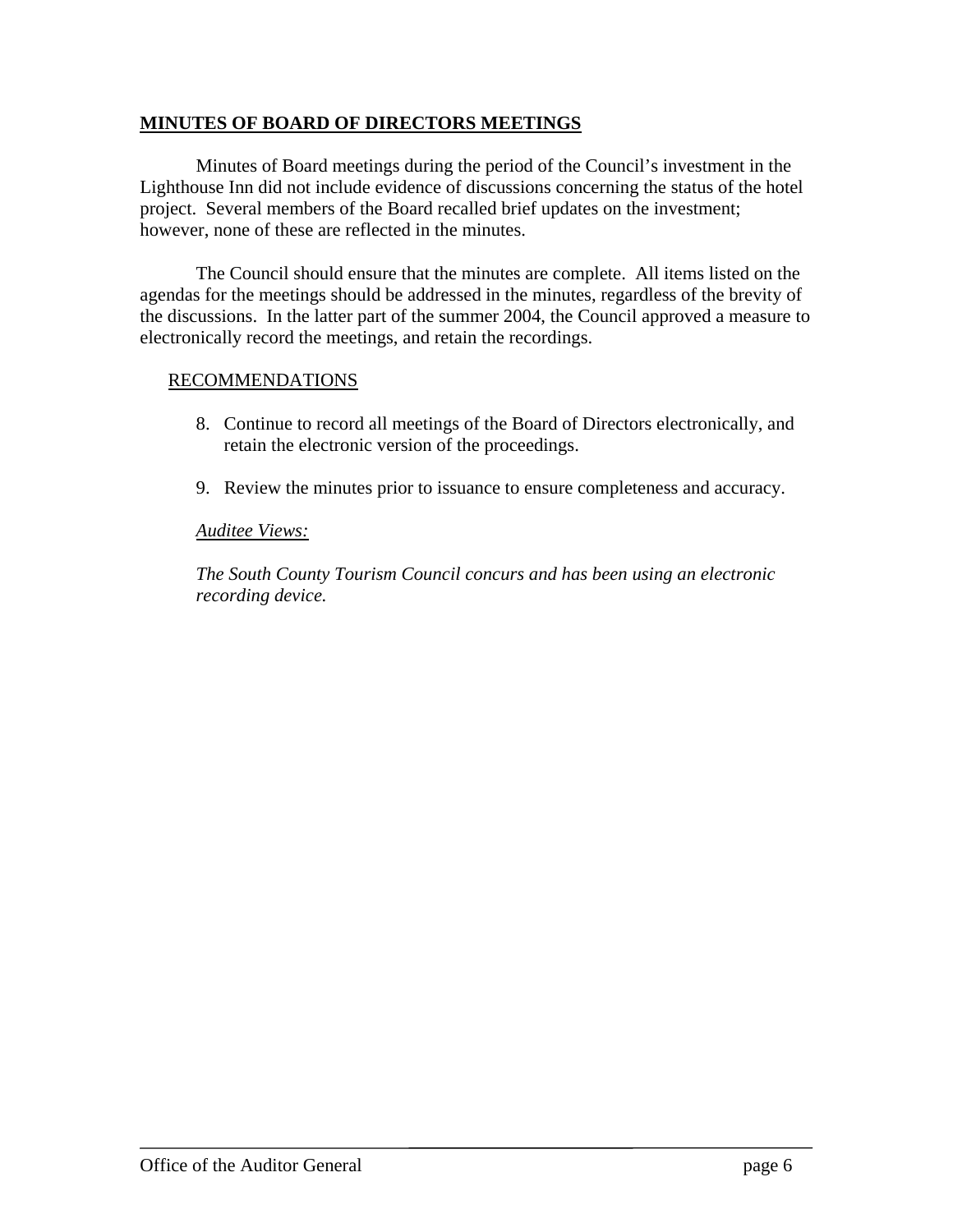## MINUTES OF BOARD OF DIRECTORS MEETINGS

Minutes of Board meetings during the period of the Council's investment in the Lighthouse Inn did not include evidence of discussions concerning the status of the hotel project. Several members of the Board recalled brief updates on the investment; however, none of these are reflected in the minutes.

The Council should ensure that the minutes are complete. All items listed on the agendas for the meetings should be addressed in the minutes, regardless of the brevity of the discussions. In the latter part of the summer 2004, the Council approved a measure to electronically record the meetings, and retain the recordings.

### RECOMMENDATIONS

8. Continue to record all meetings of the Board of Directors electronically, and retain the electronic version of the proceedings.

9. Review the minutes prior to issuance to ensure completeness and accuracy.

*Auditee Views:*

*The South County Tourism Council concurs and has been using an electronic recording device.*